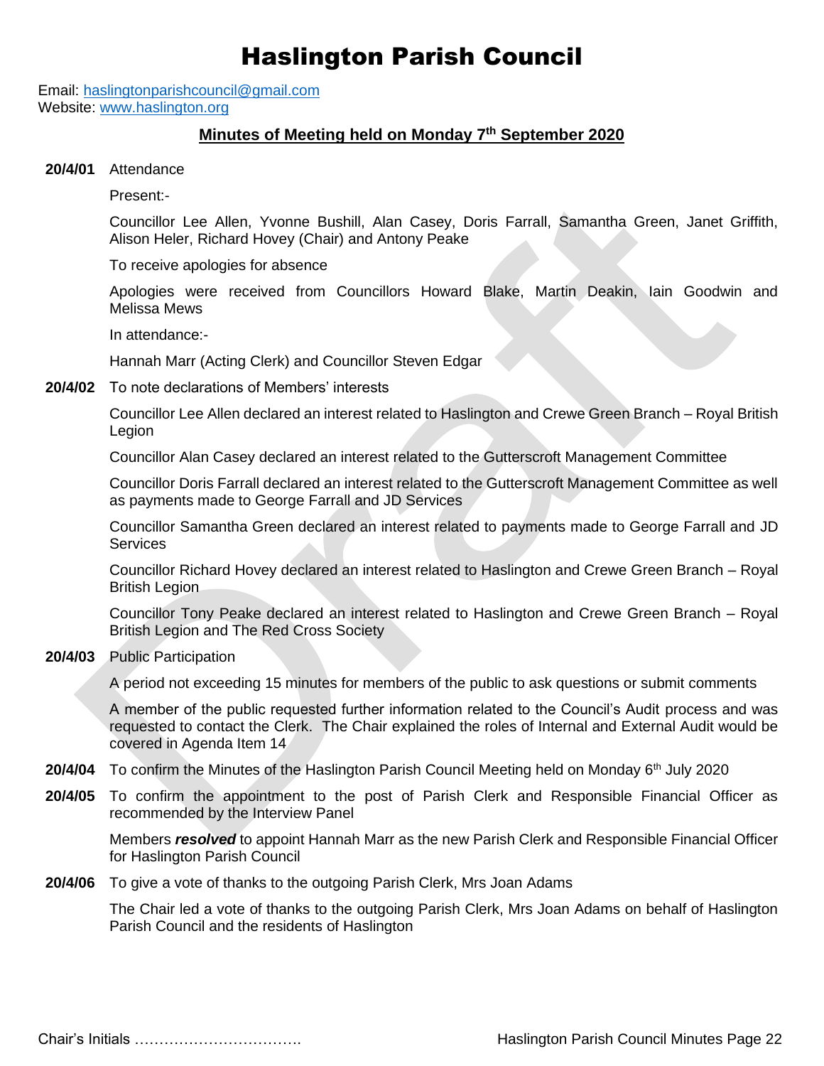# Haslington Parish Council

Email: haslingtonparishcouncil@gmail.com
Website: www.haslington.org

## Minutes of Meeting held on Monday 7th September 2020

**20/4/01** Attendance

Present:-

Councillor Lee Allen, Yvonne Bushill, Alan Casey, Doris Farrall, Samantha Green, Janet Griffith, Alison Heler, Richard Hovey (Chair) and Antony Peake

To receive apologies for absence

Apologies were received from Councillors Howard Blake, Martin Deakin, Iain Goodwin and Melissa Mews

In attendance:-

Hannah Marr (Acting Clerk) and Councillor Steven Edgar

**20/4/02** To note declarations of Members' interests

Councillor Lee Allen declared an interest related to Haslington and Crewe Green Branch – Royal British Legion

Councillor Alan Casey declared an interest related to the Gutterscroft Management Committee

Councillor Doris Farrall declared an interest related to the Gutterscroft Management Committee as well as payments made to George Farrall and JD Services

Councillor Samantha Green declared an interest related to payments made to George Farrall and JD Services

Councillor Richard Hovey declared an interest related to Haslington and Crewe Green Branch – Royal British Legion

Councillor Tony Peake declared an interest related to Haslington and Crewe Green Branch – Royal British Legion and The Red Cross Society

**20/4/03** Public Participation

A period not exceeding 15 minutes for members of the public to ask questions or submit comments

A member of the public requested further information related to the Council's Audit process and was requested to contact the Clerk. The Chair explained the roles of Internal and External Audit would be covered in Agenda Item 14

**20/4/04** To confirm the Minutes of the Haslington Parish Council Meeting held on Monday 6th July 2020

**20/4/05** To confirm the appointment to the post of Parish Clerk and Responsible Financial Officer as recommended by the Interview Panel

Members ***resolved*** to appoint Hannah Marr as the new Parish Clerk and Responsible Financial Officer for Haslington Parish Council

**20/4/06** To give a vote of thanks to the outgoing Parish Clerk, Mrs Joan Adams

The Chair led a vote of thanks to the outgoing Parish Clerk, Mrs Joan Adams on behalf of Haslington Parish Council and the residents of Haslington

Chair's Initials …………………………….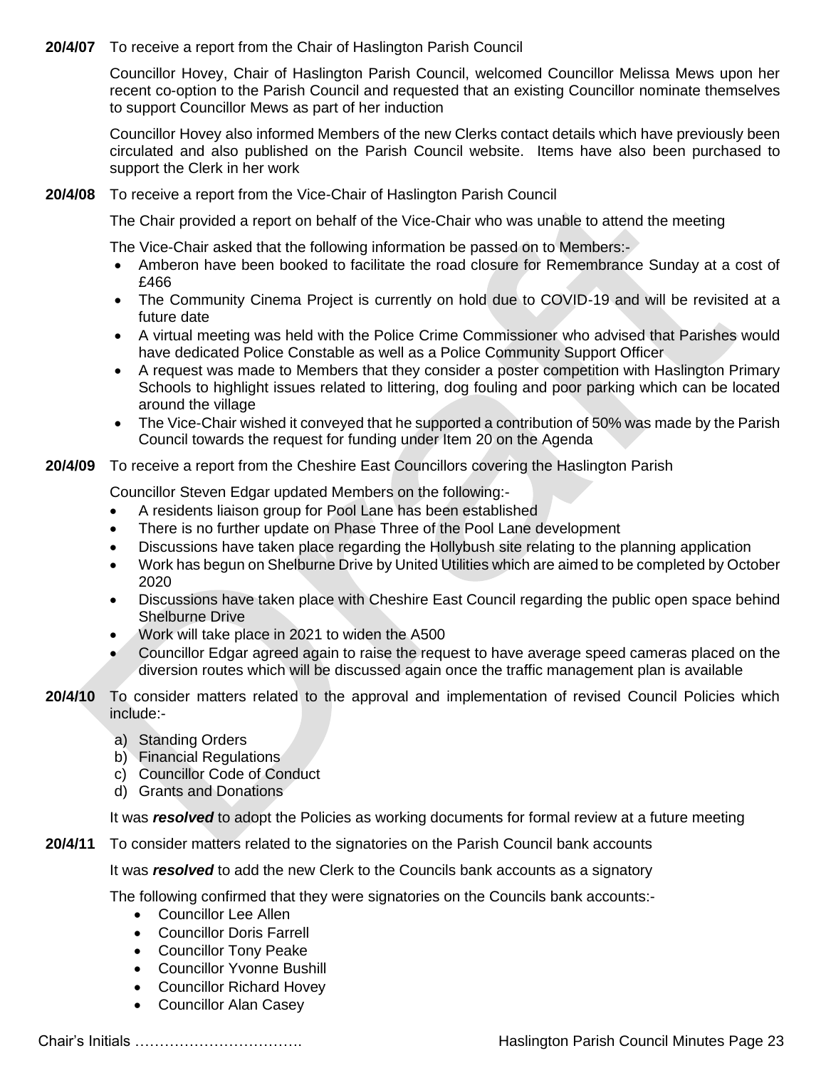**20/4/07** To receive a report from the Chair of Haslington Parish Council

Councillor Hovey, Chair of Haslington Parish Council, welcomed Councillor Melissa Mews upon her recent co-option to the Parish Council and requested that an existing Councillor nominate themselves to support Councillor Mews as part of her induction

Councillor Hovey also informed Members of the new Clerks contact details which have previously been circulated and also published on the Parish Council website. Items have also been purchased to support the Clerk in her work

**20/4/08** To receive a report from the Vice-Chair of Haslington Parish Council

The Chair provided a report on behalf of the Vice-Chair who was unable to attend the meeting

The Vice-Chair asked that the following information be passed on to Members:-

- Amberon have been booked to facilitate the road closure for Remembrance Sunday at a cost of £466
- The Community Cinema Project is currently on hold due to COVID-19 and will be revisited at a future date
- A virtual meeting was held with the Police Crime Commissioner who advised that Parishes would have dedicated Police Constable as well as a Police Community Support Officer
- A request was made to Members that they consider a poster competition with Haslington Primary Schools to highlight issues related to littering, dog fouling and poor parking which can be located around the village
- The Vice-Chair wished it conveyed that he supported a contribution of 50% was made by the Parish Council towards the request for funding under Item 20 on the Agenda

**20/4/09** To receive a report from the Cheshire East Councillors covering the Haslington Parish

Councillor Steven Edgar updated Members on the following:-

- A residents liaison group for Pool Lane has been established
- There is no further update on Phase Three of the Pool Lane development
- Discussions have taken place regarding the Hollybush site relating to the planning application
- Work has begun on Shelburne Drive by United Utilities which are aimed to be completed by October 2020
- Discussions have taken place with Cheshire East Council regarding the public open space behind Shelburne Drive
- Work will take place in 2021 to widen the A500
- Councillor Edgar agreed again to raise the request to have average speed cameras placed on the diversion routes which will be discussed again once the traffic management plan is available

**20/4/10** To consider matters related to the approval and implementation of revised Council Policies which include:-

a) Standing Orders
b) Financial Regulations
c) Councillor Code of Conduct
d) Grants and Donations

It was ***resolved*** to adopt the Policies as working documents for formal review at a future meeting

**20/4/11** To consider matters related to the signatories on the Parish Council bank accounts

It was ***resolved*** to add the new Clerk to the Councils bank accounts as a signatory

The following confirmed that they were signatories on the Councils bank accounts:-

- Councillor Lee Allen
- Councillor Doris Farrell
- Councillor Tony Peake
- Councillor Yvonne Bushill
- Councillor Richard Hovey
- Councillor Alan Casey

Chair's Initials …………………………….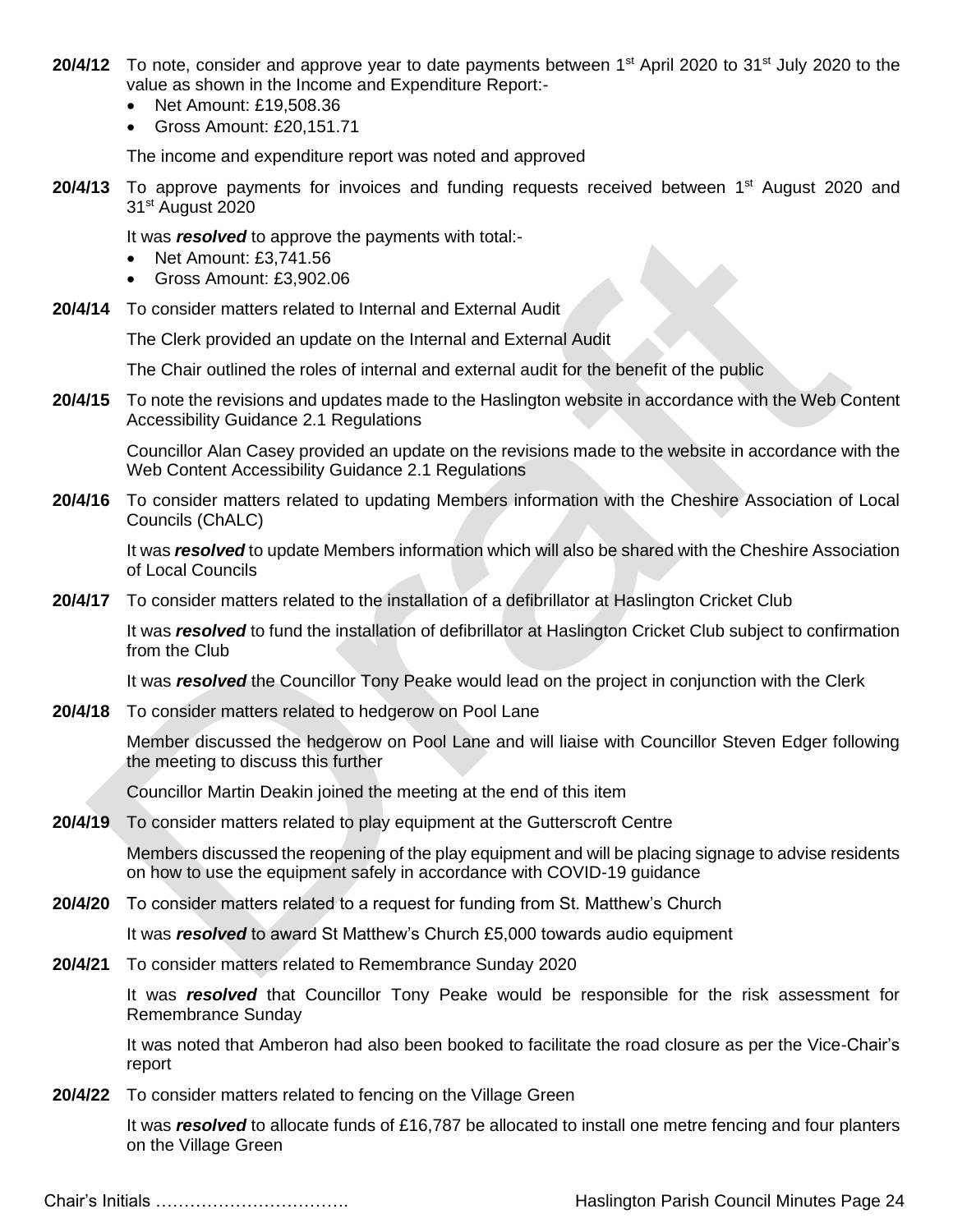**20/4/12** To note, consider and approve year to date payments between 1st April 2020 to 31st July 2020 to the value as shown in the Income and Expenditure Report:-

- Net Amount: £19,508.36
- Gross Amount: £20,151.71

The income and expenditure report was noted and approved

**20/4/13** To approve payments for invoices and funding requests received between 1st August 2020 and 31st August 2020

It was ***resolved*** to approve the payments with total:-

- Net Amount: £3,741.56
- Gross Amount: £3,902.06

**20/4/14** To consider matters related to Internal and External Audit

The Clerk provided an update on the Internal and External Audit

The Chair outlined the roles of internal and external audit for the benefit of the public

**20/4/15** To note the revisions and updates made to the Haslington website in accordance with the Web Content Accessibility Guidance 2.1 Regulations

Councillor Alan Casey provided an update on the revisions made to the website in accordance with the Web Content Accessibility Guidance 2.1 Regulations

**20/4/16** To consider matters related to updating Members information with the Cheshire Association of Local Councils (ChALC)

It was ***resolved*** to update Members information which will also be shared with the Cheshire Association of Local Councils

**20/4/17** To consider matters related to the installation of a defibrillator at Haslington Cricket Club

It was ***resolved*** to fund the installation of defibrillator at Haslington Cricket Club subject to confirmation from the Club

It was ***resolved*** the Councillor Tony Peake would lead on the project in conjunction with the Clerk

**20/4/18** To consider matters related to hedgerow on Pool Lane

Member discussed the hedgerow on Pool Lane and will liaise with Councillor Steven Edger following the meeting to discuss this further

Councillor Martin Deakin joined the meeting at the end of this item

**20/4/19** To consider matters related to play equipment at the Gutterscroft Centre

Members discussed the reopening of the play equipment and will be placing signage to advise residents on how to use the equipment safely in accordance with COVID-19 guidance

**20/4/20** To consider matters related to a request for funding from St. Matthew's Church

It was ***resolved*** to award St Matthew's Church £5,000 towards audio equipment

**20/4/21** To consider matters related to Remembrance Sunday 2020

It was ***resolved*** that Councillor Tony Peake would be responsible for the risk assessment for Remembrance Sunday

It was noted that Amberon had also been booked to facilitate the road closure as per the Vice-Chair's report

**20/4/22** To consider matters related to fencing on the Village Green

It was ***resolved*** to allocate funds of £16,787 be allocated to install one metre fencing and four planters on the Village Green

Chair's Initials …………………………….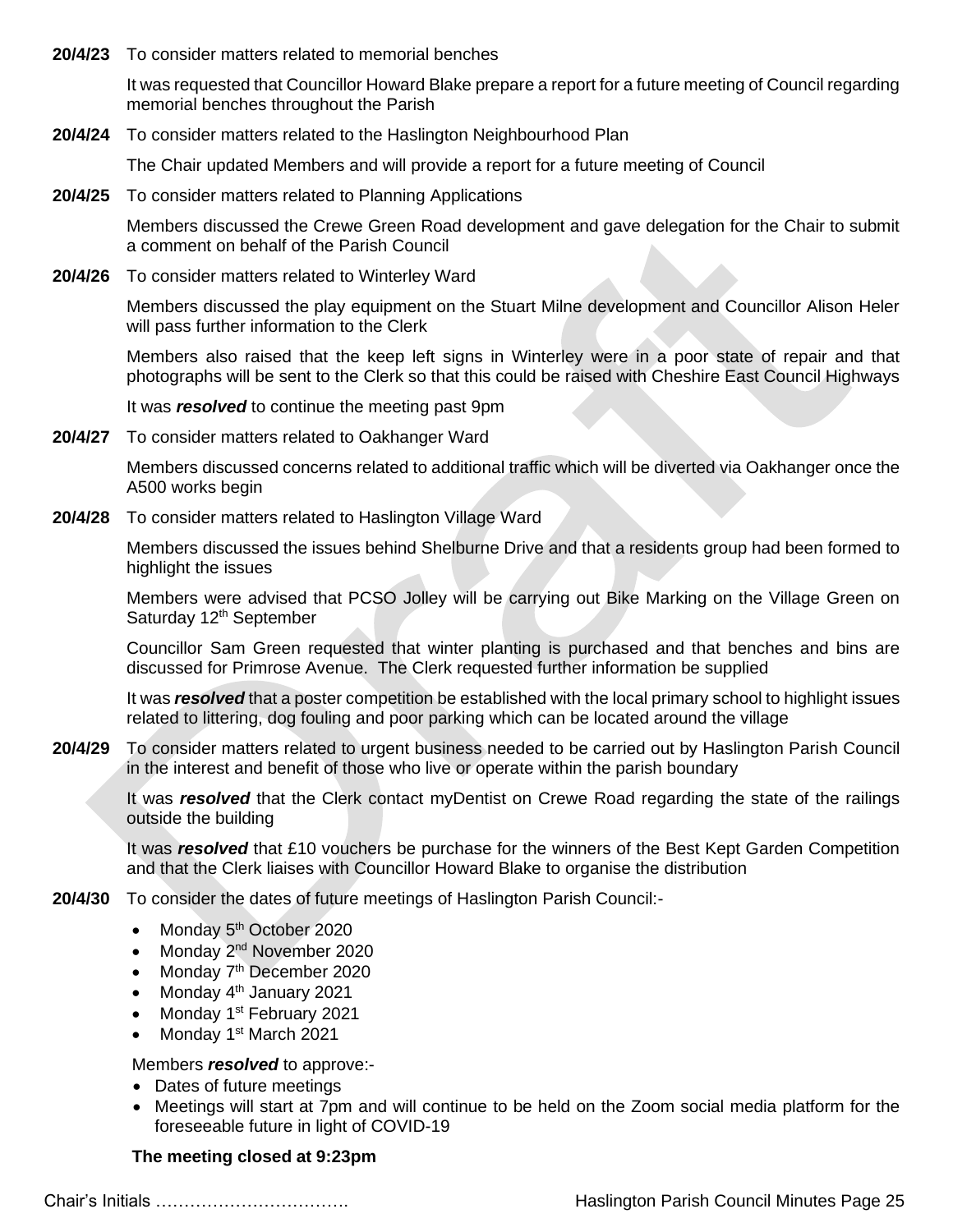**20/4/23** To consider matters related to memorial benches

It was requested that Councillor Howard Blake prepare a report for a future meeting of Council regarding memorial benches throughout the Parish

**20/4/24** To consider matters related to the Haslington Neighbourhood Plan

The Chair updated Members and will provide a report for a future meeting of Council

**20/4/25** To consider matters related to Planning Applications

Members discussed the Crewe Green Road development and gave delegation for the Chair to submit a comment on behalf of the Parish Council

**20/4/26** To consider matters related to Winterley Ward

Members discussed the play equipment on the Stuart Milne development and Councillor Alison Heler will pass further information to the Clerk

Members also raised that the keep left signs in Winterley were in a poor state of repair and that photographs will be sent to the Clerk so that this could be raised with Cheshire East Council Highways

It was ***resolved*** to continue the meeting past 9pm

**20/4/27** To consider matters related to Oakhanger Ward

Members discussed concerns related to additional traffic which will be diverted via Oakhanger once the A500 works begin

**20/4/28** To consider matters related to Haslington Village Ward

Members discussed the issues behind Shelburne Drive and that a residents group had been formed to highlight the issues

Members were advised that PCSO Jolley will be carrying out Bike Marking on the Village Green on Saturday 12th September

Councillor Sam Green requested that winter planting is purchased and that benches and bins are discussed for Primrose Avenue. The Clerk requested further information be supplied

It was ***resolved*** that a poster competition be established with the local primary school to highlight issues related to littering, dog fouling and poor parking which can be located around the village

**20/4/29** To consider matters related to urgent business needed to be carried out by Haslington Parish Council in the interest and benefit of those who live or operate within the parish boundary

It was ***resolved*** that the Clerk contact myDentist on Crewe Road regarding the state of the railings outside the building

It was ***resolved*** that £10 vouchers be purchase for the winners of the Best Kept Garden Competition and that the Clerk liaises with Councillor Howard Blake to organise the distribution

**20/4/30** To consider the dates of future meetings of Haslington Parish Council:-

- Monday 5th October 2020
- Monday 2nd November 2020
- Monday 7th December 2020
- Monday 4th January 2021
- Monday 1st February 2021
- Monday 1st March 2021

Members ***resolved*** to approve:-

- Dates of future meetings
- Meetings will start at 7pm and will continue to be held on the Zoom social media platform for the foreseeable future in light of COVID-19

**The meeting closed at 9:23pm**

Chair's Initials …………………………….